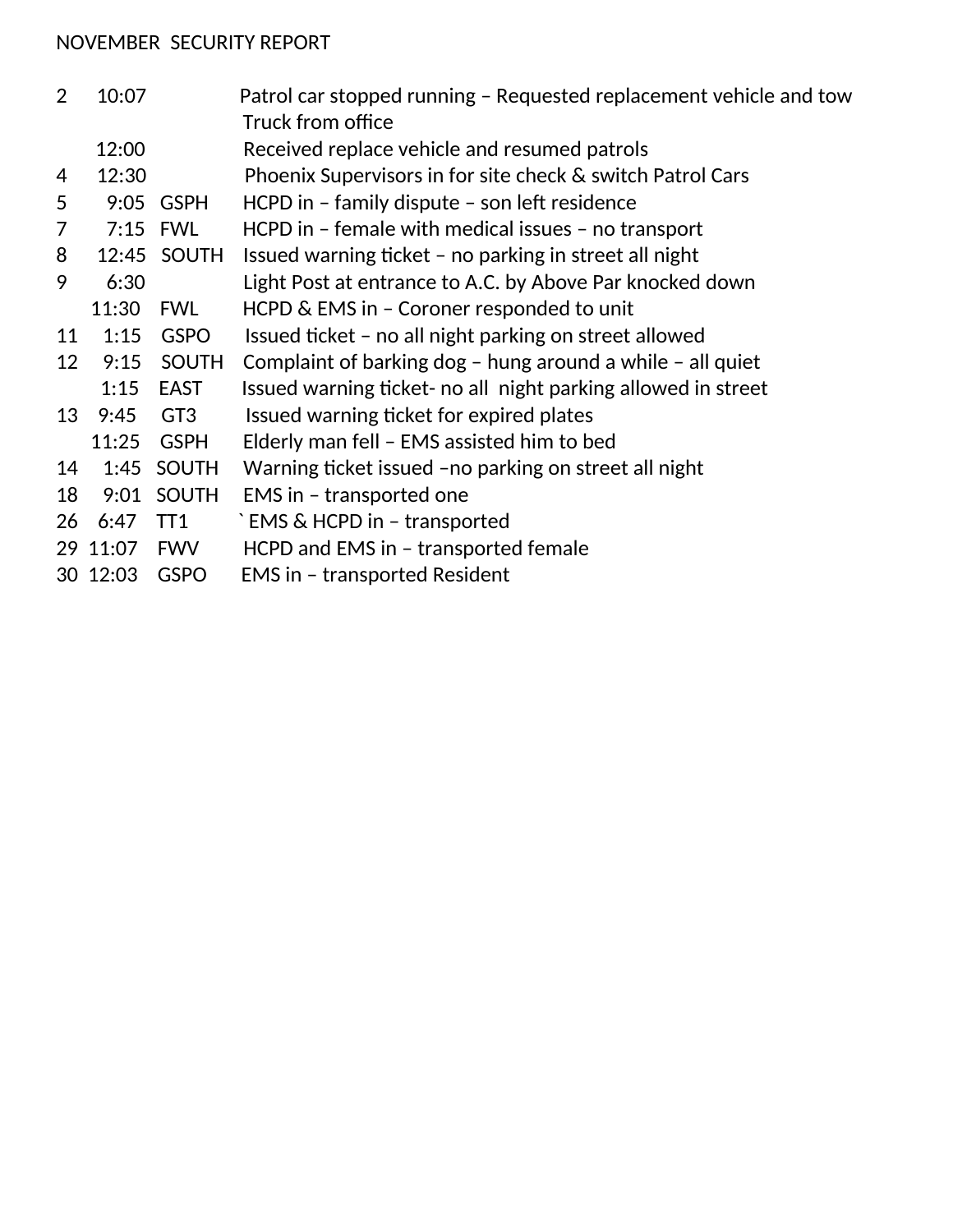NOVEMBER SECURITY REPORT

| Date | Time | Location | Description |
|---|---|---|---|
| 2 | 10:07 | | Patrol car stopped running – Requested replacement vehicle and tow Truck from office |
| | 12:00 | | Received replace vehicle and resumed patrols |
| 4 | 12:30 | | Phoenix Supervisors in for site check & switch Patrol Cars |
| 5 | 9:05 | GSPH | HCPD in – family dispute – son left residence |
| 7 | 7:15 | FWL | HCPD in – female with medical issues – no transport |
| 8 | 12:45 | SOUTH | Issued warning ticket – no parking in street all night |
| 9 | 6:30 | | Light Post at entrance to A.C. by Above Par knocked down |
| | 11:30 | FWL | HCPD & EMS in – Coroner responded to unit |
| 11 | 1:15 | GSPO | Issued ticket – no all night parking on street allowed |
| 12 | 9:15 | SOUTH | Complaint of barking dog – hung around a while – all quiet |
| | 1:15 | EAST | Issued warning ticket- no all night parking allowed in street |
| 13 | 9:45 | GT3 | Issued warning ticket for expired plates |
| | 11:25 | GSPH | Elderly man fell – EMS assisted him to bed |
| 14 | 1:45 | SOUTH | Warning ticket issued –no parking on street all night |
| 18 | 9:01 | SOUTH | EMS in – transported one |
| 26 | 6:47 | TT1 | ` EMS & HCPD in – transported |
| 29 | 11:07 | FWV | HCPD and EMS in – transported female |
| 30 | 12:03 | GSPO | EMS in – transported Resident |